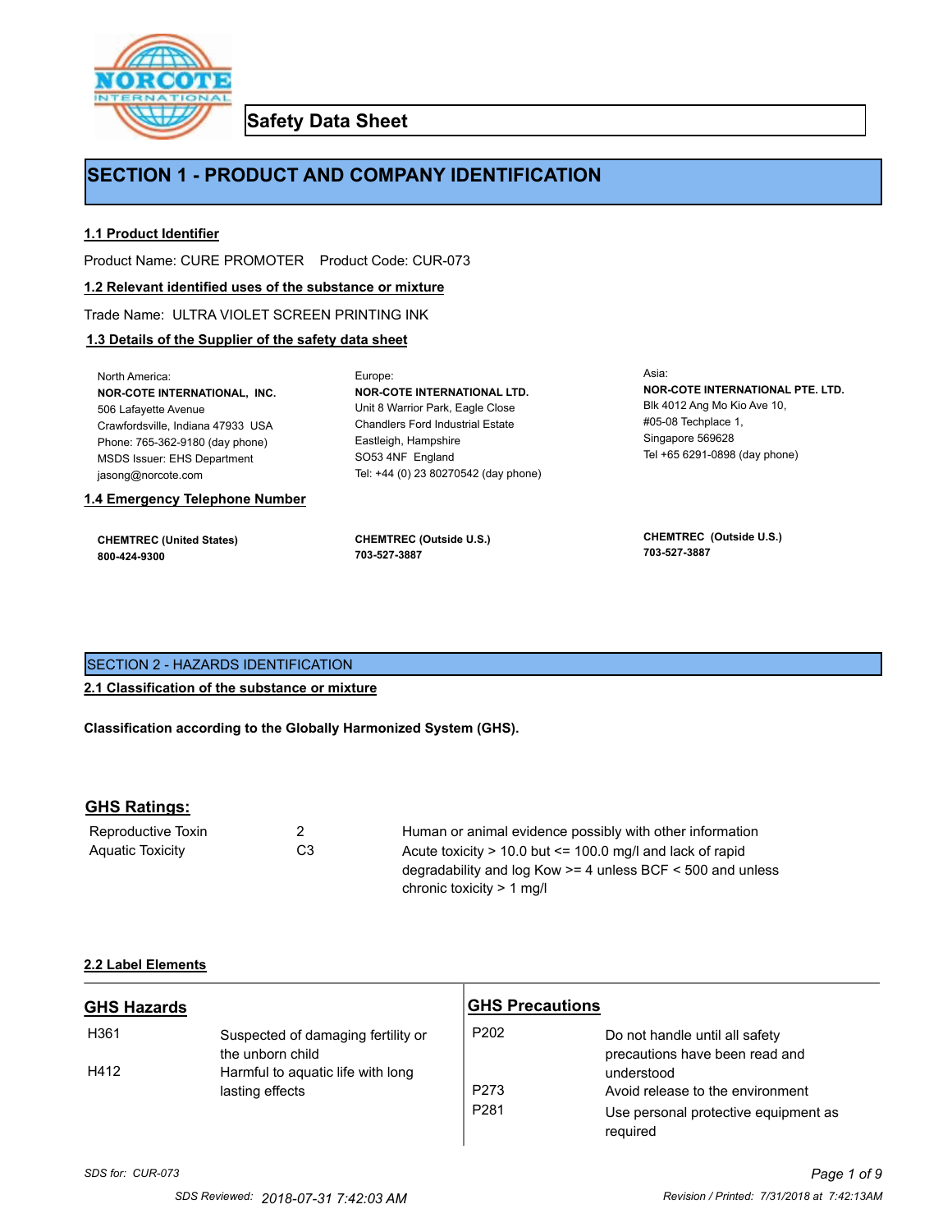# Safety Data Sheet

## SECTION 1 - PRODUCT AND COMPANY IDENTIFICATION

### 1.1 Product Identifier

Product Name: CURE PROMOTER    Product Code: CUR-073

### 1.2 Relevant identified uses of the substance or mixture

Trade Name: ULTRA VIOLET SCREEN PRINTING INK

### 1.3 Details of the Supplier of the safety data sheet

North America:
**NOR-COTE INTERNATIONAL, INC.**
506 Lafayette Avenue
Crawfordsville, Indiana 47933 USA
Phone: 765-362-9180 (day phone)
MSDS Issuer: EHS Department
jasong@norcote.com

Europe:
**NOR-COTE INTERNATIONAL LTD.**
Unit 8 Warrior Park, Eagle Close
Chandlers Ford Industrial Estate
Eastleigh, Hampshire
SO53 4NF England
Tel: +44 (0) 23 80270542 (day phone)

Asia:
**NOR-COTE INTERNATIONAL PTE. LTD.**
Blk 4012 Ang Mo Kio Ave 10,
#05-08 Techplace 1,
Singapore 569628
Tel +65 6291-0898 (day phone)

### 1.4 Emergency Telephone Number

**CHEMTREC (United States)**
**800-424-9300**

**CHEMTREC (Outside U.S.)**
**703-527-3887**

**CHEMTREC (Outside U.S.)**
**703-527-3887**

## SECTION 2 - HAZARDS IDENTIFICATION

### 2.1 Classification of the substance or mixture

**Classification according to the Globally Harmonized System (GHS).**

### GHS Ratings:

| | | |
|---|---|---|
| Reproductive Toxin | 2 | Human or animal evidence possibly with other information |
| Aquatic Toxicity | C3 | Acute toxicity > 10.0 but <= 100.0 mg/l and lack of rapid degradability and log Kow >= 4 unless BCF < 500 and unless chronic toxicity > 1 mg/l |

### 2.2 Label Elements

**GHS Hazards**

| | |
|---|---|
| H361 | Suspected of damaging fertility or the unborn child |
| H412 | Harmful to aquatic life with long lasting effects |

**GHS Precautions**

| | |
|---|---|
| P202 | Do not handle until all safety precautions have been read and understood |
| P273 | Avoid release to the environment |
| P281 | Use personal protective equipment as required |

*SDS for: CUR-073*

*SDS Reviewed: 2018-07-31 7:42:03 AM*    *Revision / Printed: 7/31/2018 at 7:42:13AM*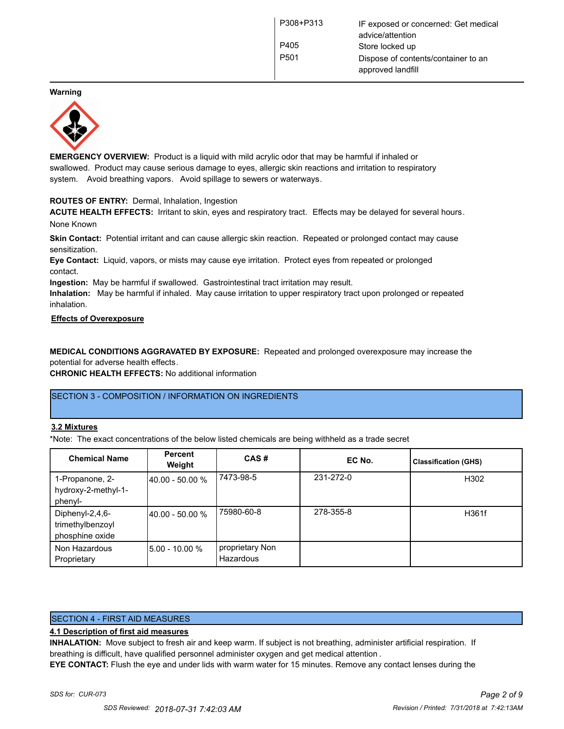| | |
|---|---|
| P308+P313 | IF exposed or concerned: Get medical advice/attention |
| P405 | Store locked up |
| P501 | Dispose of contents/container to an approved landfill |

**Warning**

**EMERGENCY OVERVIEW:** Product is a liquid with mild acrylic odor that may be harmful if inhaled or swallowed. Product may cause serious damage to eyes, allergic skin reactions and irritation to respiratory system. Avoid breathing vapors. Avoid spillage to sewers or waterways.

**ROUTES OF ENTRY:** Dermal, Inhalation, Ingestion

**ACUTE HEALTH EFFECTS:** Irritant to skin, eyes and respiratory tract. Effects may be delayed for several hours.

None Known

**Skin Contact:** Potential irritant and can cause allergic skin reaction. Repeated or prolonged contact may cause sensitization.

**Eye Contact:** Liquid, vapors, or mists may cause eye irritation. Protect eyes from repeated or prolonged contact.

**Ingestion:** May be harmful if swallowed. Gastrointestinal tract irritation may result.

**Inhalation:** May be harmful if inhaled. May cause irritation to upper respiratory tract upon prolonged or repeated inhalation.

**Effects of Overexposure**

**MEDICAL CONDITIONS AGGRAVATED BY EXPOSURE:** Repeated and prolonged overexposure may increase the potential for adverse health effects.

**CHRONIC HEALTH EFFECTS:** No additional information

## SECTION 3 - COMPOSITION / INFORMATION ON INGREDIENTS

### 3.2 Mixtures

*Note: The exact concentrations of the below listed chemicals are being withheld as a trade secret

| Chemical Name | Percent Weight | CAS # | EC No. | Classification (GHS) |
|---|---|---|---|---|
| 1-Propanone, 2-hydroxy-2-methyl-1-phenyl- | 40.00 - 50.00 % | 7473-98-5 | 231-272-0 | H302 |
| Diphenyl-2,4,6-trimethylbenzoyl phosphine oxide | 40.00 - 50.00 % | 75980-60-8 | 278-355-8 | H361f |
| Non Hazardous Proprietary | 5.00 - 10.00 % | proprietary Non Hazardous | | |

## SECTION 4 - FIRST AID MEASURES

### 4.1 Description of first aid measures

**INHALATION:** Move subject to fresh air and keep warm. If subject is not breathing, administer artificial respiration. If breathing is difficult, have qualified personnel administer oxygen and get medical attention.

**EYE CONTACT:** Flush the eye and under lids with warm water for 15 minutes. Remove any contact lenses during the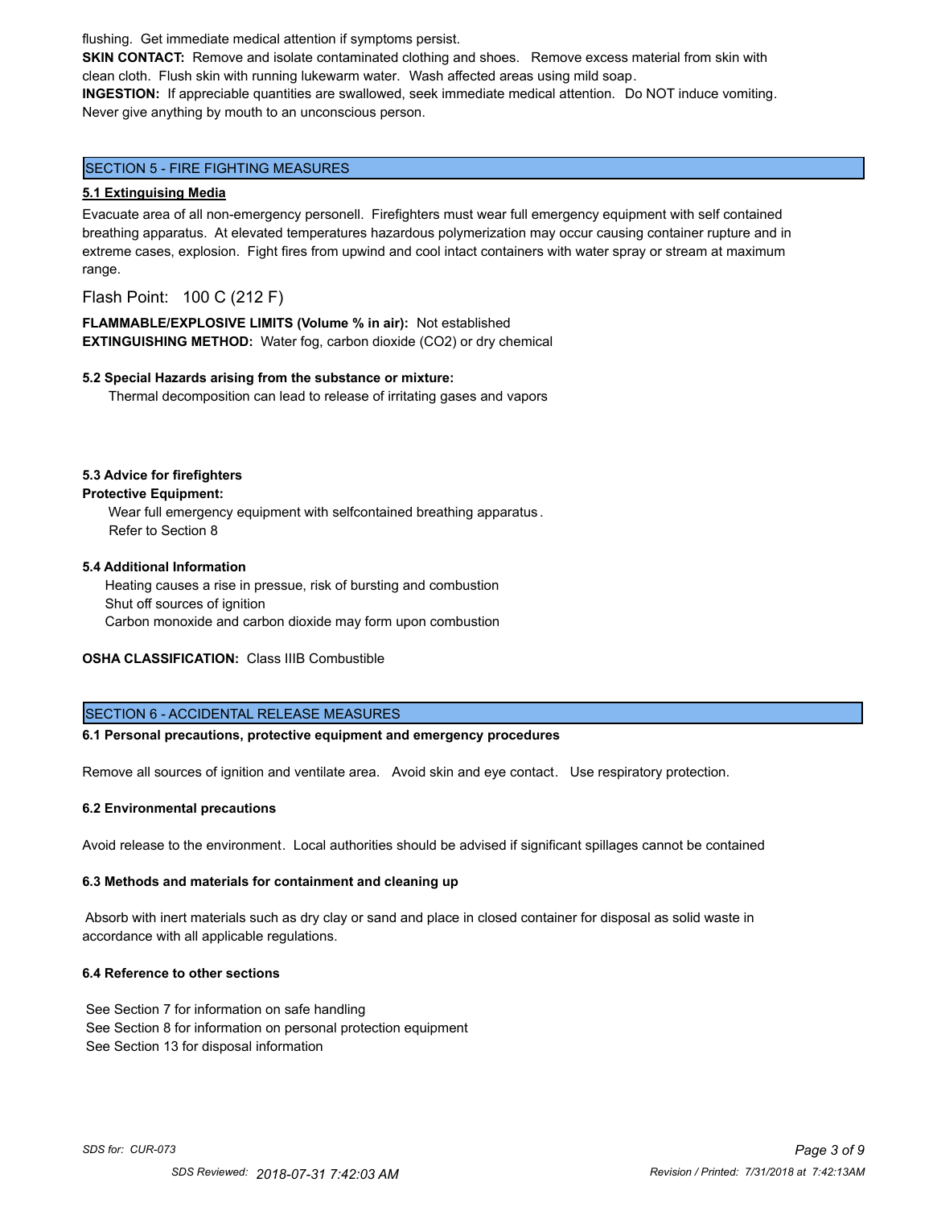flushing. Get immediate medical attention if symptoms persist.

**SKIN CONTACT:** Remove and isolate contaminated clothing and shoes. Remove excess material from skin with clean cloth. Flush skin with running lukewarm water. Wash affected areas using mild soap.

**INGESTION:** If appreciable quantities are swallowed, seek immediate medical attention. Do NOT induce vomiting. Never give anything by mouth to an unconscious person.

## SECTION 5 - FIRE FIGHTING MEASURES

### 5.1 Extinguising Media

Evacuate area of all non-emergency personell. Firefighters must wear full emergency equipment with self contained breathing apparatus. At elevated temperatures hazardous polymerization may occur causing container rupture and in extreme cases, explosion. Fight fires from upwind and cool intact containers with water spray or stream at maximum range.

Flash Point: 100 C (212 F)

**FLAMMABLE/EXPLOSIVE LIMITS (Volume % in air):** Not established

**EXTINGUISHING METHOD:** Water fog, carbon dioxide ($CO_2$) or dry chemical

### 5.2 Special Hazards arising from the substance or mixture:

Thermal decomposition can lead to release of irritating gases and vapors

### 5.3 Advice for firefighters

**Protective Equipment:**

Wear full emergency equipment with selfcontained breathing apparatus.
Refer to Section 8

### 5.4 Additional Information

Heating causes a rise in pressue, risk of bursting and combustion
Shut off sources of ignition
Carbon monoxide and carbon dioxide may form upon combustion

**OSHA CLASSIFICATION:** Class IIIB Combustible

## SECTION 6 - ACCIDENTAL RELEASE MEASURES

### 6.1 Personal precautions, protective equipment and emergency procedures

Remove all sources of ignition and ventilate area. Avoid skin and eye contact. Use respiratory protection.

### 6.2 Environmental precautions

Avoid release to the environment. Local authorities should be advised if significant spillages cannot be contained

### 6.3 Methods and materials for containment and cleaning up

Absorb with inert materials such as dry clay or sand and place in closed container for disposal as solid waste in accordance with all applicable regulations.

### 6.4 Reference to other sections

See Section 7 for information on safe handling
See Section 8 for information on personal protection equipment
See Section 13 for disposal information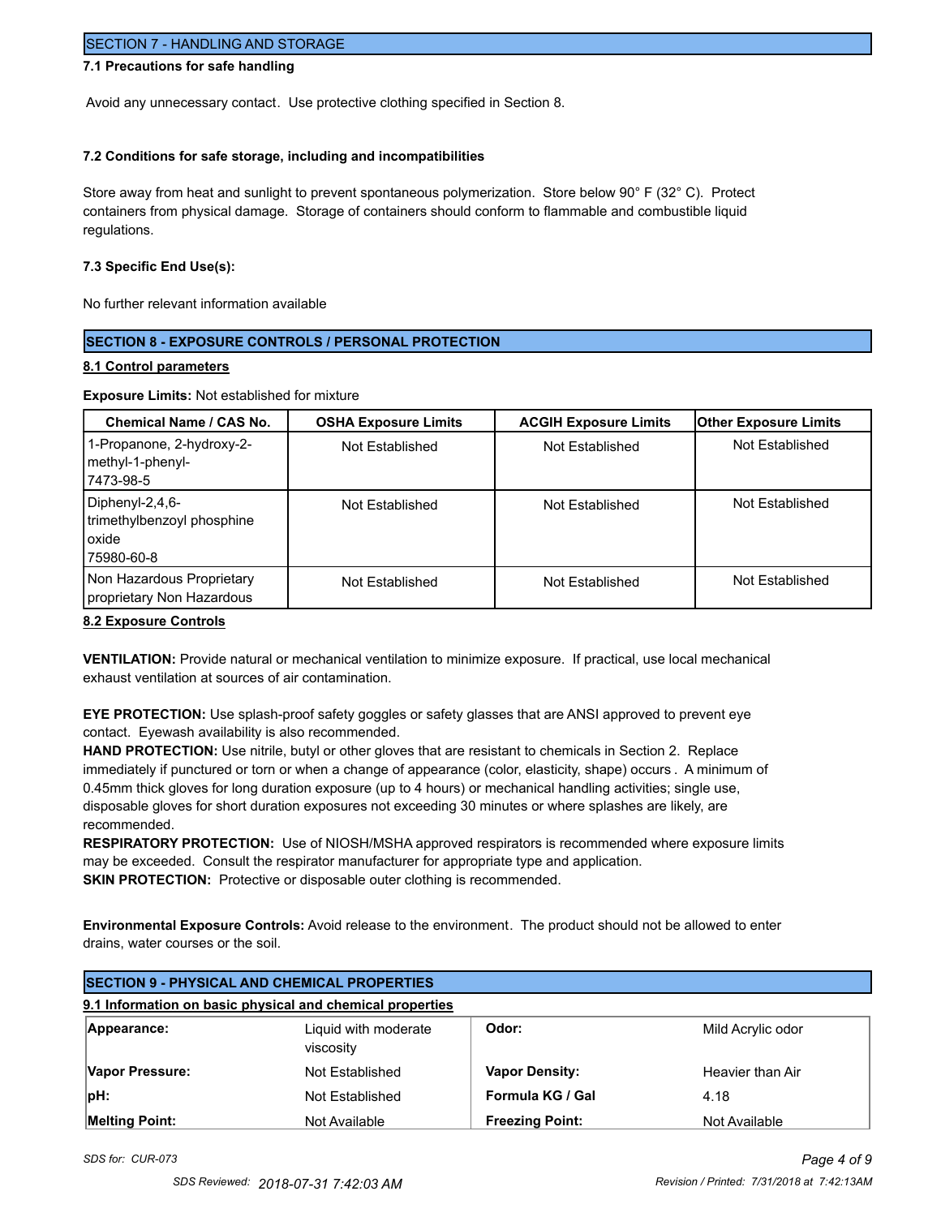## SECTION 7 - HANDLING AND STORAGE

### 7.1 Precautions for safe handling

Avoid any unnecessary contact. Use protective clothing specified in Section 8.

### 7.2 Conditions for safe storage, including and incompatibilities

Store away from heat and sunlight to prevent spontaneous polymerization. Store below 90° F (32° C). Protect containers from physical damage. Storage of containers should conform to flammable and combustible liquid regulations.

### 7.3 Specific End Use(s):

No further relevant information available

## SECTION 8 - EXPOSURE CONTROLS / PERSONAL PROTECTION

### 8.1 Control parameters

**Exposure Limits:** Not established for mixture

| Chemical Name / CAS No. | OSHA Exposure Limits | ACGIH Exposure Limits | Other Exposure Limits |
|---|---|---|---|
| 1-Propanone, 2-hydroxy-2-methyl-1-phenyl-<br>7473-98-5 | Not Established | Not Established | Not Established |
| Diphenyl-2,4,6-trimethylbenzoyl phosphine oxide<br>75980-60-8 | Not Established | Not Established | Not Established |
| Non Hazardous Proprietary<br>proprietary Non Hazardous | Not Established | Not Established | Not Established |

### 8.2 Exposure Controls

**VENTILATION:** Provide natural or mechanical ventilation to minimize exposure. If practical, use local mechanical exhaust ventilation at sources of air contamination.

**EYE PROTECTION:** Use splash-proof safety goggles or safety glasses that are ANSI approved to prevent eye contact. Eyewash availability is also recommended.

**HAND PROTECTION:** Use nitrile, butyl or other gloves that are resistant to chemicals in Section 2. Replace immediately if punctured or torn or when a change of appearance (color, elasticity, shape) occurs . A minimum of 0.45mm thick gloves for long duration exposure (up to 4 hours) or mechanical handling activities; single use, disposable gloves for short duration exposures not exceeding 30 minutes or where splashes are likely, are recommended.

**RESPIRATORY PROTECTION:** Use of NIOSH/MSHA approved respirators is recommended where exposure limits may be exceeded. Consult the respirator manufacturer for appropriate type and application.

**SKIN PROTECTION:** Protective or disposable outer clothing is recommended.

**Environmental Exposure Controls:** Avoid release to the environment. The product should not be allowed to enter drains, water courses or the soil.

## SECTION 9 - PHYSICAL AND CHEMICAL PROPERTIES

### 9.1 Information on basic physical and chemical properties

| | | | |
|---|---|---|---|
| **Appearance:** | Liquid with moderate viscosity | **Odor:** | Mild Acrylic odor |
| **Vapor Pressure:** | Not Established | **Vapor Density:** | Heavier than Air |
| **pH:** | Not Established | **Formula KG / Gal** | 4.18 |
| **Melting Point:** | Not Available | **Freezing Point:** | Not Available |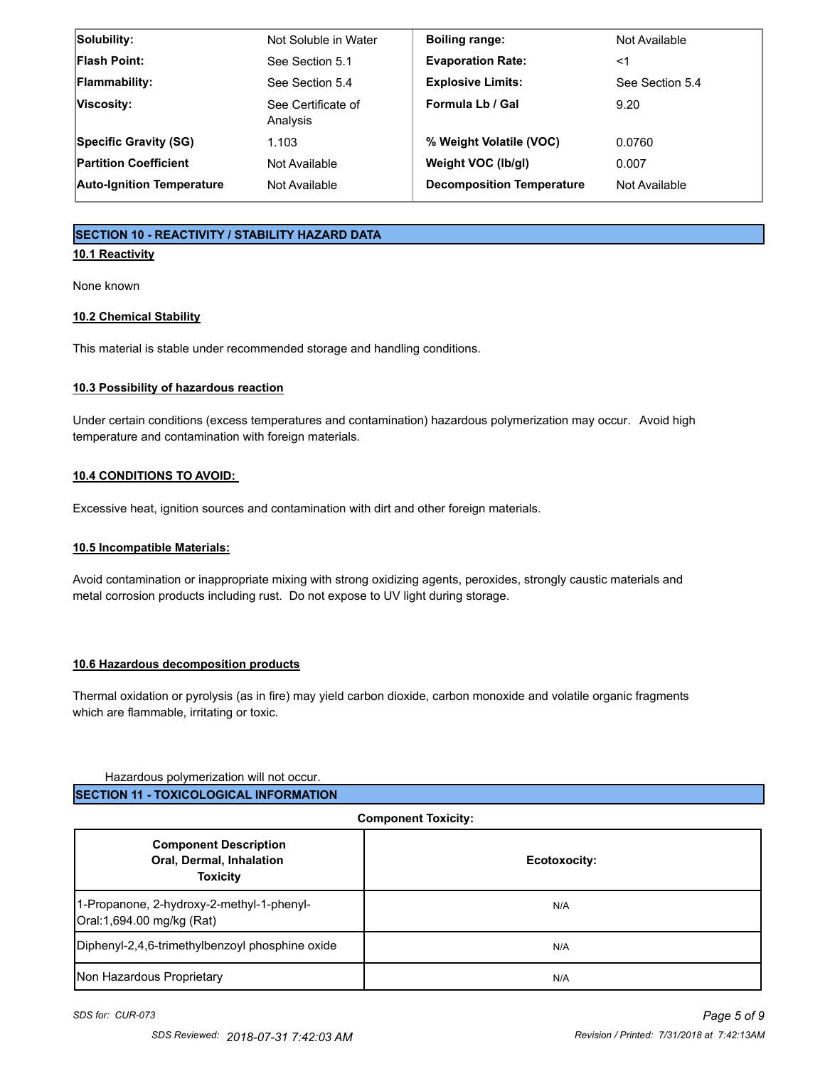| Solubility: | Not Soluble in Water | Boiling range: | Not Available |
|---|---|---|---|
| Flash Point: | See Section 5.1 | Evaporation Rate: | <1 |
| Flammability: | See Section 5.4 | Explosive Limits: | See Section 5.4 |
| Viscosity: | See Certificate of Analysis | Formula Lb / Gal | 9.20 |
| Specific Gravity (SG) | 1.103 | % Weight Volatile (VOC) | 0.0760 |
| Partition Coefficient | Not Available | Weight VOC (lb/gl) | 0.007 |
| Auto-Ignition Temperature | Not Available | Decomposition Temperature | Not Available |

## SECTION 10 - REACTIVITY / STABILITY HAZARD DATA

### 10.1 Reactivity

None known

### 10.2 Chemical Stability

This material is stable under recommended storage and handling conditions.

### 10.3 Possibility of hazardous reaction

Under certain conditions (excess temperatures and contamination) hazardous polymerization may occur. Avoid high temperature and contamination with foreign materials.

### 10.4 CONDITIONS TO AVOID:

Excessive heat, ignition sources and contamination with dirt and other foreign materials.

### 10.5 Incompatible Materials:

Avoid contamination or inappropriate mixing with strong oxidizing agents, peroxides, strongly caustic materials and metal corrosion products including rust. Do not expose to UV light during storage.

### 10.6 Hazardous decomposition products

Thermal oxidation or pyrolysis (as in fire) may yield carbon dioxide, carbon monoxide and volatile organic fragments which are flammable, irritating or toxic.

Hazardous polymerization will not occur.

## SECTION 11 - TOXICOLOGICAL INFORMATION

**Component Toxicity:**

| Component Description Oral, Dermal, Inhalation Toxicity | Ecotoxocity: |
|---|---|
| 1-Propanone, 2-hydroxy-2-methyl-1-phenyl-<br>Oral:1,694.00 mg/kg (Rat) | N/A |
| Diphenyl-2,4,6-trimethylbenzoyl phosphine oxide | N/A |
| Non Hazardous Proprietary | N/A |

*SDS for: CUR-073*

*SDS Reviewed: 2018-07-31 7:42:03 AM*

*Revision / Printed: 7/31/2018 at 7:42:13AM*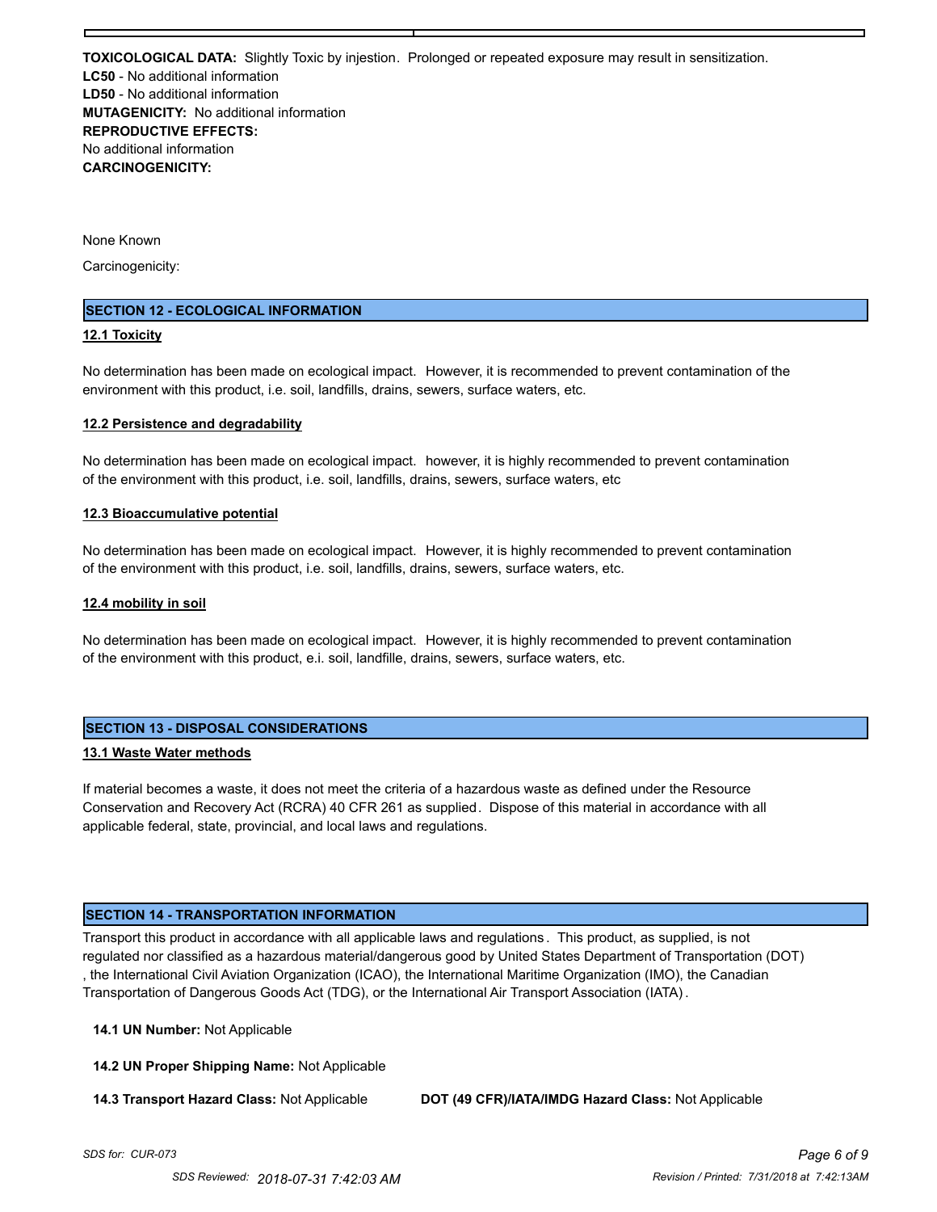**TOXICOLOGICAL DATA:** Slightly Toxic by injestion. Prolonged or repeated exposure may result in sensitization.
**LC50** - No additional information
**LD50** - No additional information
**MUTAGENICITY:** No additional information
**REPRODUCTIVE EFFECTS:**
No additional information
**CARCINOGENICITY:**

None Known

Carcinogenicity:

## SECTION 12 - ECOLOGICAL INFORMATION

### 12.1 Toxicity

No determination has been made on ecological impact. However, it is recommended to prevent contamination of the environment with this product, i.e. soil, landfills, drains, sewers, surface waters, etc.

### 12.2 Persistence and degradability

No determination has been made on ecological impact. however, it is highly recommended to prevent contamination of the environment with this product, i.e. soil, landfills, drains, sewers, surface waters, etc

### 12.3 Bioaccumulative potential

No determination has been made on ecological impact. However, it is highly recommended to prevent contamination of the environment with this product, i.e. soil, landfills, drains, sewers, surface waters, etc.

### 12.4 mobility in soil

No determination has been made on ecological impact. However, it is highly recommended to prevent contamination of the environment with this product, e.i. soil, landfille, drains, sewers, surface waters, etc.

## SECTION 13 - DISPOSAL CONSIDERATIONS

### 13.1 Waste Water methods

If material becomes a waste, it does not meet the criteria of a hazardous waste as defined under the Resource Conservation and Recovery Act (RCRA) 40 CFR 261 as supplied. Dispose of this material in accordance with all applicable federal, state, provincial, and local laws and regulations.

## SECTION 14 - TRANSPORTATION INFORMATION

Transport this product in accordance with all applicable laws and regulations. This product, as supplied, is not regulated nor classified as a hazardous material/dangerous good by United States Department of Transportation (DOT), the International Civil Aviation Organization (ICAO), the International Maritime Organization (IMO), the Canadian Transportation of Dangerous Goods Act (TDG), or the International Air Transport Association (IATA).

**14.1 UN Number:** Not Applicable

**14.2 UN Proper Shipping Name:** Not Applicable

**14.3 Transport Hazard Class:** Not Applicable

**DOT (49 CFR)/IATA/IMDG Hazard Class:** Not Applicable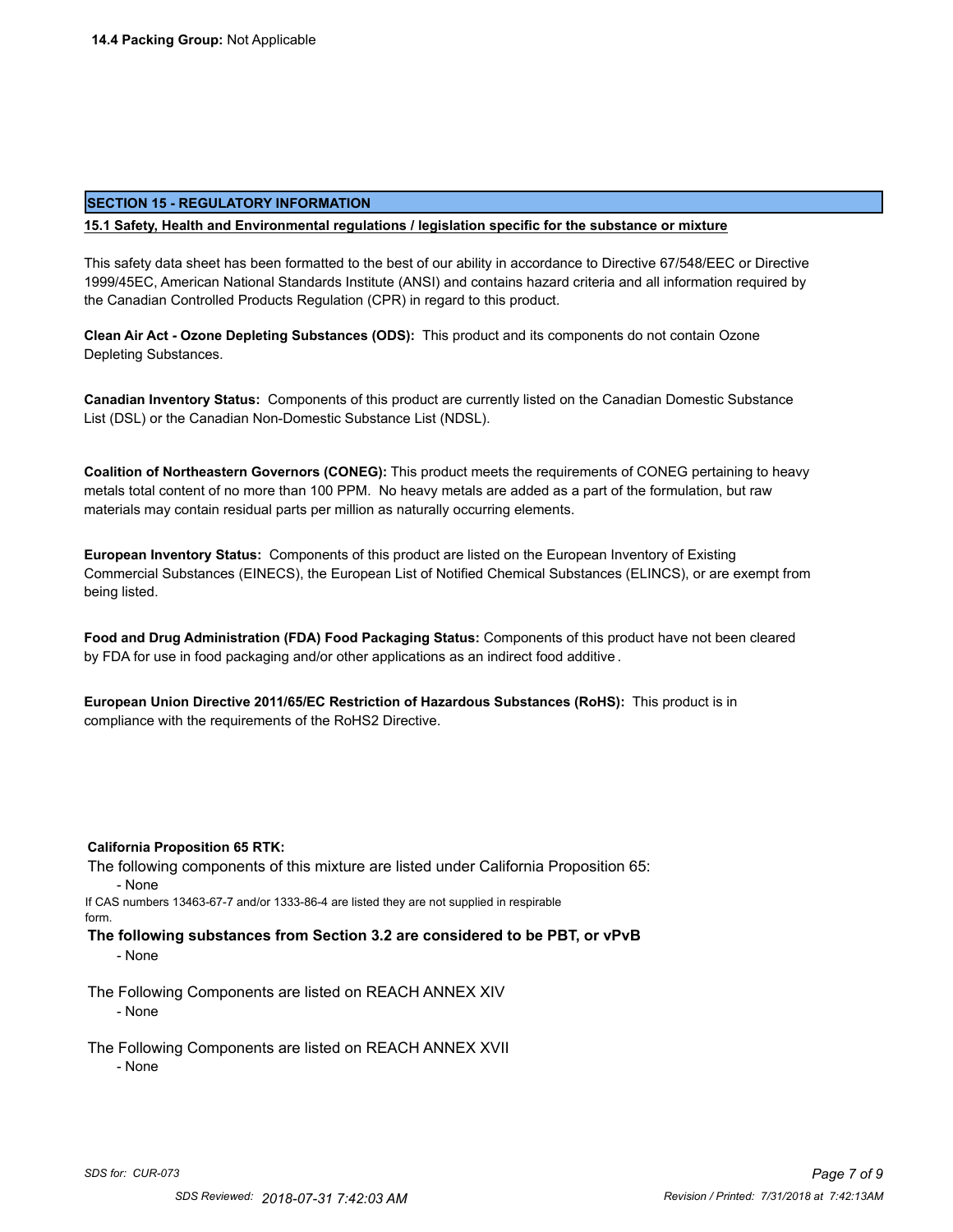**14.4 Packing Group:** Not Applicable

## SECTION 15 - REGULATORY INFORMATION

**15.1 Safety, Health and Environmental regulations / legislation specific for the substance or mixture**

This safety data sheet has been formatted to the best of our ability in accordance to Directive 67/548/EEC or Directive 1999/45EC, American National Standards Institute (ANSI) and contains hazard criteria and all information required by the Canadian Controlled Products Regulation (CPR) in regard to this product.

**Clean Air Act - Ozone Depleting Substances (ODS):** This product and its components do not contain Ozone Depleting Substances.

**Canadian Inventory Status:** Components of this product are currently listed on the Canadian Domestic Substance List (DSL) or the Canadian Non-Domestic Substance List (NDSL).

**Coalition of Northeastern Governors (CONEG):** This product meets the requirements of CONEG pertaining to heavy metals total content of no more than 100 PPM. No heavy metals are added as a part of the formulation, but raw materials may contain residual parts per million as naturally occurring elements.

**European Inventory Status:** Components of this product are listed on the European Inventory of Existing Commercial Substances (EINECS), the European List of Notified Chemical Substances (ELINCS), or are exempt from being listed.

**Food and Drug Administration (FDA) Food Packaging Status:** Components of this product have not been cleared by FDA for use in food packaging and/or other applications as an indirect food additive.

**European Union Directive 2011/65/EC Restriction of Hazardous Substances (RoHS):** This product is in compliance with the requirements of the RoHS2 Directive.

**California Proposition 65 RTK:**

The following components of this mixture are listed under California Proposition 65:

- None

If CAS numbers 13463-67-7 and/or 1333-86-4 are listed they are not supplied in respirable form.

**The following substances from Section 3.2 are considered to be PBT, or vPvB**

- None

The Following Components are listed on REACH ANNEX XIV

- None

The Following Components are listed on REACH ANNEX XVII

- None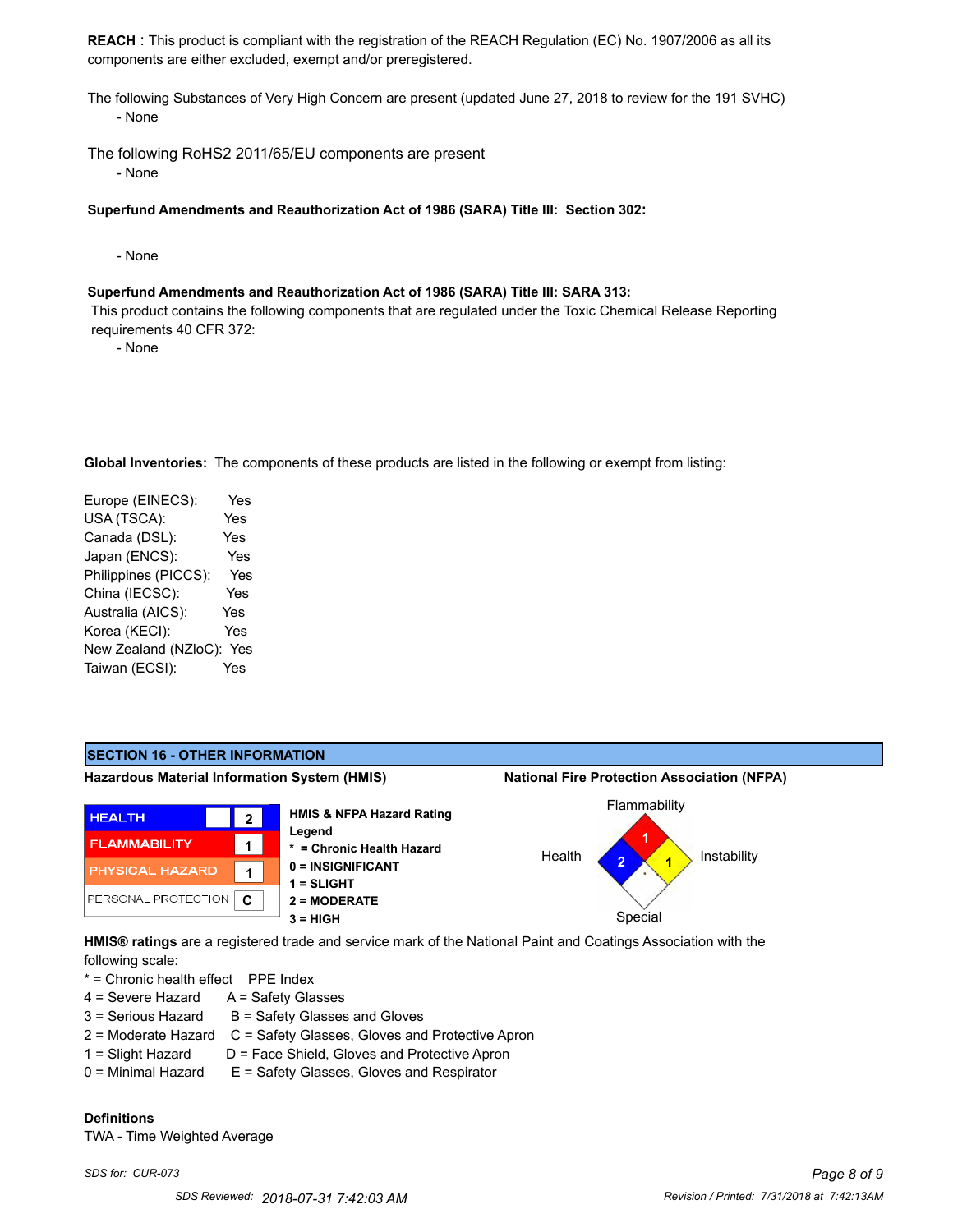**REACH** : This product is compliant with the registration of the REACH Regulation (EC) No. 1907/2006 as all its components are either excluded, exempt and/or preregistered.

The following Substances of Very High Concern are present (updated June 27, 2018 to review for the 191 SVHC)
- None

The following RoHS2 2011/65/EU components are present
- None

**Superfund Amendments and Reauthorization Act of 1986 (SARA) Title III: Section 302:**

- None

**Superfund Amendments and Reauthorization Act of 1986 (SARA) Title III: SARA 313:**
This product contains the following components that are regulated under the Toxic Chemical Release Reporting requirements 40 CFR 372:
- None

**Global Inventories:** The components of these products are listed in the following or exempt from listing:

Europe (EINECS): Yes
USA (TSCA): Yes
Canada (DSL): Yes
Japan (ENCS): Yes
Philippines (PICCS): Yes
China (IECSC): Yes
Australia (AICS): Yes
Korea (KECI): Yes
New Zealand (NZloC): Yes
Taiwan (ECSI): Yes

## SECTION 16 - OTHER INFORMATION

**Hazardous Material Information System (HMIS)**

| | |
|---|---|
| HEALTH | 2 |
| FLAMMABILITY | 1 |
| PHYSICAL HAZARD | 1 |
| PERSONAL PROTECTION | C |

**HMIS & NFPA Hazard Rating Legend**
**\* = Chronic Health Hazard**
**0 = INSIGNIFICANT**
**1 = SLIGHT**
**2 = MODERATE**
**3 = HIGH**

**National Fire Protection Association (NFPA)**

Flammability: 1
Health: 2
Instability: 1
Special:

**HMIS® ratings** are a registered trade and service mark of the National Paint and Coatings Association with the following scale:

| | |
|---|---|
| * = Chronic health effect | PPE Index |
| 4 = Severe Hazard | A = Safety Glasses |
| 3 = Serious Hazard | B = Safety Glasses and Gloves |
| 2 = Moderate Hazard | C = Safety Glasses, Gloves and Protective Apron |
| 1 = Slight Hazard | D = Face Shield, Gloves and Protective Apron |
| 0 = Minimal Hazard | E = Safety Glasses, Gloves and Respirator |

**Definitions**
TWA - Time Weighted Average

*SDS for: CUR-073*

SDS Reviewed: 2018-07-31 7:42:03 AM    Revision / Printed: 7/31/2018 at 7:42:13AM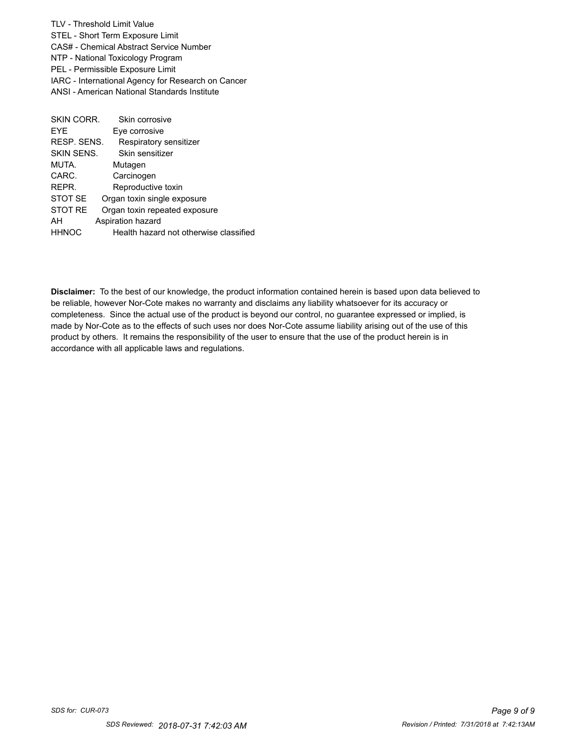TLV - Threshold Limit Value
STEL - Short Term Exposure Limit
CAS# - Chemical Abstract Service Number
NTP - National Toxicology Program
PEL - Permissible Exposure Limit
IARC - International Agency for Research on Cancer
ANSI - American National Standards Institute

| | |
|---|---|
| SKIN CORR. | Skin corrosive |
| EYE | Eye corrosive |
| RESP. SENS. | Respiratory sensitizer |
| SKIN SENS. | Skin sensitizer |
| MUTA. | Mutagen |
| CARC. | Carcinogen |
| REPR. | Reproductive toxin |
| STOT SE | Organ toxin single exposure |
| STOT RE | Organ toxin repeated exposure |
| AH | Aspiration hazard |
| HHNOC | Health hazard not otherwise classified |

**Disclaimer:** To the best of our knowledge, the product information contained herein is based upon data believed to be reliable, however Nor-Cote makes no warranty and disclaims any liability whatsoever for its accuracy or completeness. Since the actual use of the product is beyond our control, no guarantee expressed or implied, is made by Nor-Cote as to the effects of such uses nor does Nor-Cote assume liability arising out of the use of this product by others. It remains the responsibility of the user to ensure that the use of the product herein is in accordance with all applicable laws and regulations.